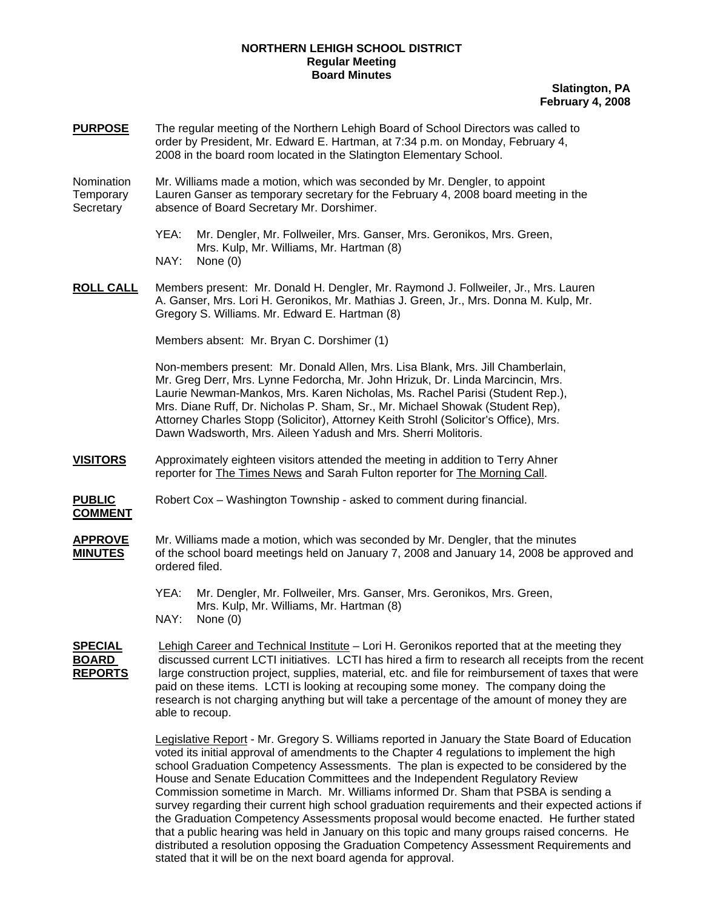**NORTHERN LEHIGH SCHOOL DISTRICT**
**Regular Meeting**
**Board Minutes**

**Slatington, PA**
**February 4, 2008**

**PURPOSE** The regular meeting of the Northern Lehigh Board of School Directors was called to order by President, Mr. Edward E. Hartman, at 7:34 p.m. on Monday, February 4, 2008 in the board room located in the Slatington Elementary School.

Nomination Temporary Secretary — Mr. Williams made a motion, which was seconded by Mr. Dengler, to appoint Lauren Ganser as temporary secretary for the February 4, 2008 board meeting in the absence of Board Secretary Mr. Dorshimer.

YEA: Mr. Dengler, Mr. Follweiler, Mrs. Ganser, Mrs. Geronikos, Mrs. Green, Mrs. Kulp, Mr. Williams, Mr. Hartman (8)
NAY: None (0)

**ROLL CALL** Members present: Mr. Donald H. Dengler, Mr. Raymond J. Follweiler, Jr., Mrs. Lauren A. Ganser, Mrs. Lori H. Geronikos, Mr. Mathias J. Green, Jr., Mrs. Donna M. Kulp, Mr. Gregory S. Williams. Mr. Edward E. Hartman (8)

Members absent: Mr. Bryan C. Dorshimer (1)

Non-members present: Mr. Donald Allen, Mrs. Lisa Blank, Mrs. Jill Chamberlain, Mr. Greg Derr, Mrs. Lynne Fedorcha, Mr. John Hrizuk, Dr. Linda Marcincin, Mrs. Laurie Newman-Mankos, Mrs. Karen Nicholas, Ms. Rachel Parisi (Student Rep.), Mrs. Diane Ruff, Dr. Nicholas P. Sham, Sr., Mr. Michael Showak (Student Rep), Attorney Charles Stopp (Solicitor), Attorney Keith Strohl (Solicitor's Office), Mrs. Dawn Wadsworth, Mrs. Aileen Yadush and Mrs. Sherri Molitoris.

**VISITORS** Approximately eighteen visitors attended the meeting in addition to Terry Ahner reporter for The Times News and Sarah Fulton reporter for The Morning Call.

**PUBLIC COMMENT** Robert Cox – Washington Township - asked to comment during financial.

**APPROVE MINUTES** Mr. Williams made a motion, which was seconded by Mr. Dengler, that the minutes of the school board meetings held on January 7, 2008 and January 14, 2008 be approved and ordered filed.

YEA: Mr. Dengler, Mr. Follweiler, Mrs. Ganser, Mrs. Geronikos, Mrs. Green, Mrs. Kulp, Mr. Williams, Mr. Hartman (8)
NAY: None (0)

**SPECIAL BOARD REPORTS** Lehigh Career and Technical Institute – Lori H. Geronikos reported that at the meeting they discussed current LCTI initiatives. LCTI has hired a firm to research all receipts from the recent large construction project, supplies, material, etc. and file for reimbursement of taxes that were paid on these items. LCTI is looking at recouping some money. The company doing the research is not charging anything but will take a percentage of the amount of money they are able to recoup.

Legislative Report - Mr. Gregory S. Williams reported in January the State Board of Education voted its initial approval of amendments to the Chapter 4 regulations to implement the high school Graduation Competency Assessments. The plan is expected to be considered by the House and Senate Education Committees and the Independent Regulatory Review Commission sometime in March. Mr. Williams informed Dr. Sham that PSBA is sending a survey regarding their current high school graduation requirements and their expected actions if the Graduation Competency Assessments proposal would become enacted. He further stated that a public hearing was held in January on this topic and many groups raised concerns. He distributed a resolution opposing the Graduation Competency Assessment Requirements and stated that it will be on the next board agenda for approval.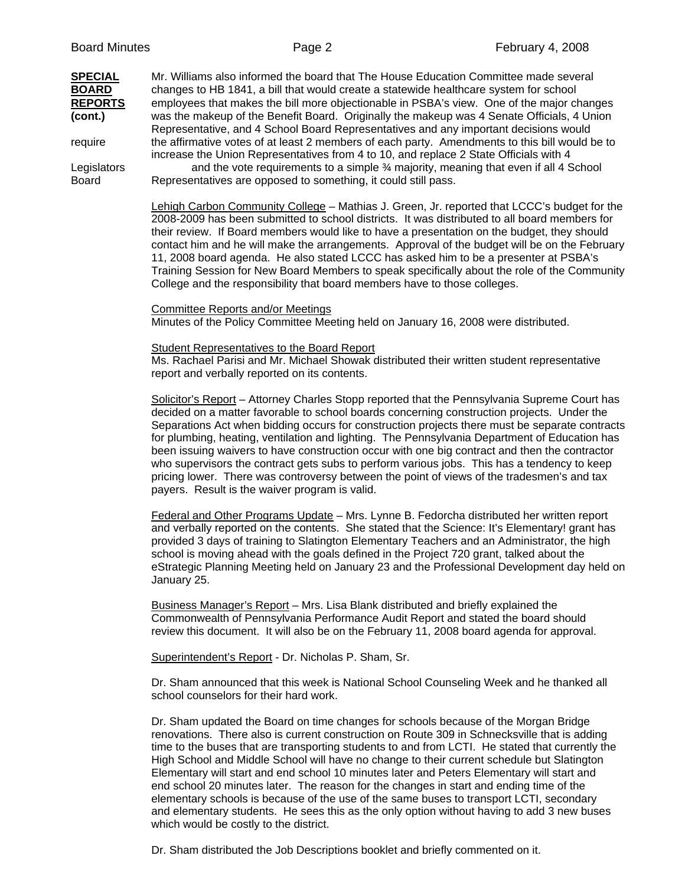**SPECIAL BOARD REPORTS (cont.)**

Mr. Williams also informed the board that The House Education Committee made several changes to HB 1841, a bill that would create a statewide healthcare system for school employees that makes the bill more objectionable in PSBA's view. One of the major changes was the makeup of the Benefit Board. Originally the makeup was 4 Senate Officials, 4 Union Representative, and 4 School Board Representatives and any important decisions would require the affirmative votes of at least 2 members of each party. Amendments to this bill would be to increase the Union Representatives from 4 to 10, and replace 2 State Officials with 4 Legislators and the vote requirements to a simple ¾ majority, meaning that even if all 4 School Board Representatives are opposed to something, it could still pass.

Lehigh Carbon Community College – Mathias J. Green, Jr. reported that LCCC's budget for the 2008-2009 has been submitted to school districts. It was distributed to all board members for their review. If Board members would like to have a presentation on the budget, they should contact him and he will make the arrangements. Approval of the budget will be on the February 11, 2008 board agenda. He also stated LCCC has asked him to be a presenter at PSBA's Training Session for New Board Members to speak specifically about the role of the Community College and the responsibility that board members have to those colleges.

Committee Reports and/or Meetings
Minutes of the Policy Committee Meeting held on January 16, 2008 were distributed.

Student Representatives to the Board Report
Ms. Rachael Parisi and Mr. Michael Showak distributed their written student representative report and verbally reported on its contents.

Solicitor's Report – Attorney Charles Stopp reported that the Pennsylvania Supreme Court has decided on a matter favorable to school boards concerning construction projects. Under the Separations Act when bidding occurs for construction projects there must be separate contracts for plumbing, heating, ventilation and lighting. The Pennsylvania Department of Education has been issuing waivers to have construction occur with one big contract and then the contractor who supervisors the contract gets subs to perform various jobs. This has a tendency to keep pricing lower. There was controversy between the point of views of the tradesmen's and tax payers. Result is the waiver program is valid.

Federal and Other Programs Update – Mrs. Lynne B. Fedorcha distributed her written report and verbally reported on the contents. She stated that the Science: It's Elementary! grant has provided 3 days of training to Slatington Elementary Teachers and an Administrator, the high school is moving ahead with the goals defined in the Project 720 grant, talked about the eStrategic Planning Meeting held on January 23 and the Professional Development day held on January 25.

Business Manager's Report – Mrs. Lisa Blank distributed and briefly explained the Commonwealth of Pennsylvania Performance Audit Report and stated the board should review this document. It will also be on the February 11, 2008 board agenda for approval.

Superintendent's Report - Dr. Nicholas P. Sham, Sr.

Dr. Sham announced that this week is National School Counseling Week and he thanked all school counselors for their hard work.

Dr. Sham updated the Board on time changes for schools because of the Morgan Bridge renovations. There also is current construction on Route 309 in Schnecksville that is adding time to the buses that are transporting students to and from LCTI. He stated that currently the High School and Middle School will have no change to their current schedule but Slatington Elementary will start and end school 10 minutes later and Peters Elementary will start and end school 20 minutes later. The reason for the changes in start and ending time of the elementary schools is because of the use of the same buses to transport LCTI, secondary and elementary students. He sees this as the only option without having to add 3 new buses which would be costly to the district.

Dr. Sham distributed the Job Descriptions booklet and briefly commented on it.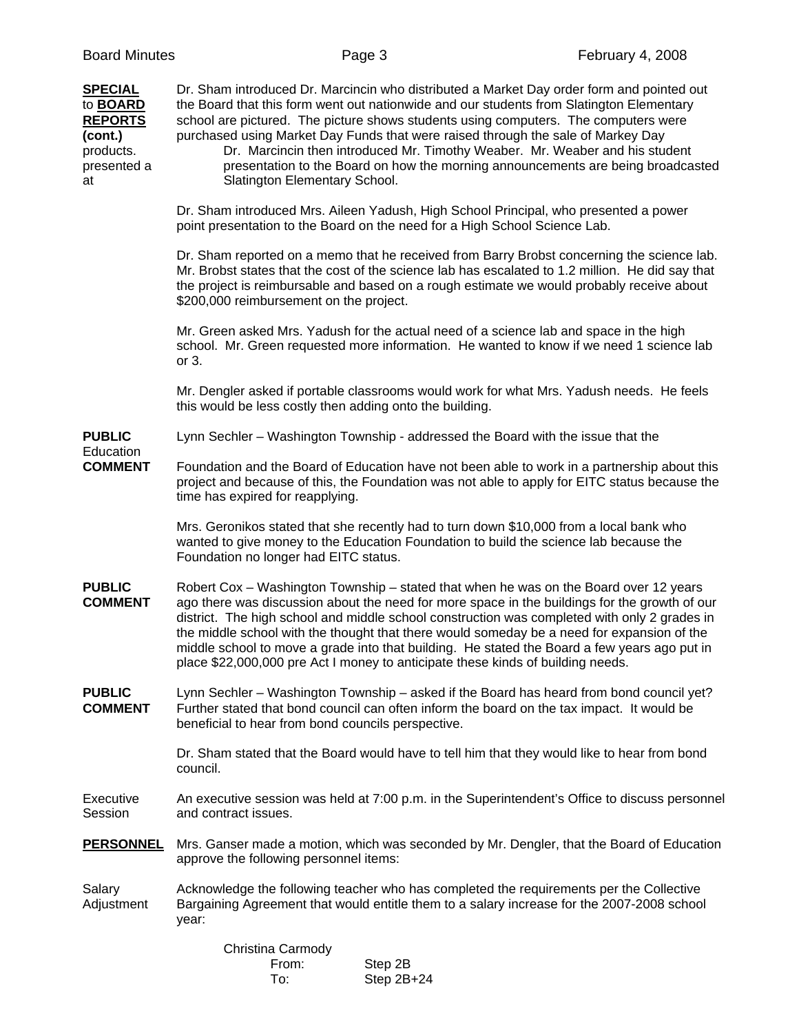**SPECIAL to BOARD REPORTS (cont.)**

Dr. Sham introduced Dr. Marcincin who distributed a Market Day order form and pointed out the Board that this form went out nationwide and our students from Slatington Elementary school are pictured. The picture shows students using computers. The computers were purchased using Market Day Funds that were raised through the sale of Markey Day products.

Dr. Marcincin then introduced Mr. Timothy Weaber. Mr. Weaber and his student presented a presentation to the Board on how the morning announcements are being broadcasted at Slatington Elementary School.

Dr. Sham introduced Mrs. Aileen Yadush, High School Principal, who presented a power point presentation to the Board on the need for a High School Science Lab.

Dr. Sham reported on a memo that he received from Barry Brobst concerning the science lab. Mr. Brobst states that the cost of the science lab has escalated to 1.2 million. He did say that the project is reimbursable and based on a rough estimate we would probably receive about $200,000 reimbursement on the project.

Mr. Green asked Mrs. Yadush for the actual need of a science lab and space in the high school. Mr. Green requested more information. He wanted to know if we need 1 science lab or 3.

Mr. Dengler asked if portable classrooms would work for what Mrs. Yadush needs. He feels this would be less costly then adding onto the building.

**PUBLIC COMMENT**

Lynn Sechler – Washington Township - addressed the Board with the issue that the Education Foundation and the Board of Education have not been able to work in a partnership about this project and because of this, the Foundation was not able to apply for EITC status because the time has expired for reapplying.

Mrs. Geronikos stated that she recently had to turn down $10,000 from a local bank who wanted to give money to the Education Foundation to build the science lab because the Foundation no longer had EITC status.

**PUBLIC COMMENT**

Robert Cox – Washington Township – stated that when he was on the Board over 12 years ago there was discussion about the need for more space in the buildings for the growth of our district. The high school and middle school construction was completed with only 2 grades in the middle school with the thought that there would someday be a need for expansion of the middle school to move a grade into that building. He stated the Board a few years ago put in place $22,000,000 pre Act I money to anticipate these kinds of building needs.

**PUBLIC COMMENT**

Lynn Sechler – Washington Township – asked if the Board has heard from bond council yet? Further stated that bond council can often inform the board on the tax impact. It would be beneficial to hear from bond councils perspective.

Dr. Sham stated that the Board would have to tell him that they would like to hear from bond council.

Executive Session

An executive session was held at 7:00 p.m. in the Superintendent's Office to discuss personnel and contract issues.

**PERSONNEL**

Mrs. Ganser made a motion, which was seconded by Mr. Dengler, that the Board of Education approve the following personnel items:

Salary Adjustment

Acknowledge the following teacher who has completed the requirements per the Collective Bargaining Agreement that would entitle them to a salary increase for the 2007-2008 school year:

Christina Carmody

| | |
|---|---|
| From: | Step 2B |
| To: | Step 2B+24 |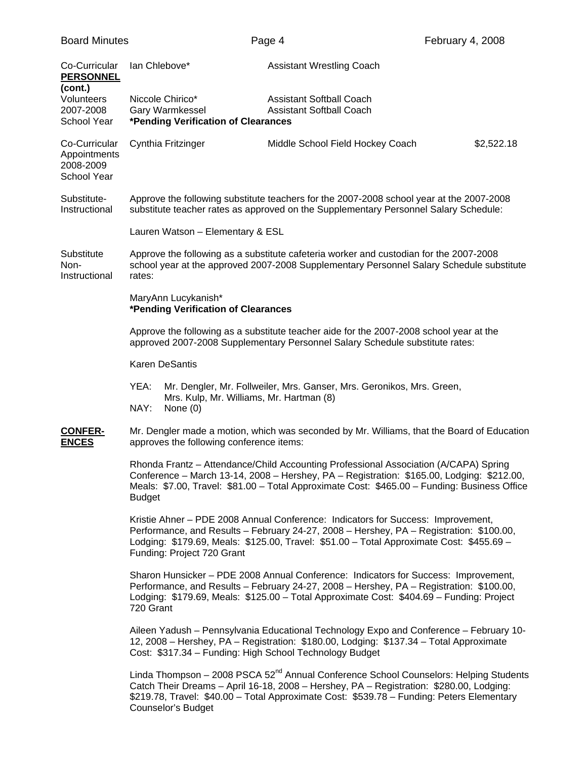**Co-Curricular PERSONNEL (cont.)**

Volunteers 2007-2008 School Year

| | | |
|---|---|---|
| Ian Chlebove* | Assistant Wrestling Coach | |
| Niccole Chirico* | Assistant Softball Coach | |
| Gary Warmkessel | Assistant Softball Coach | |

**\*Pending Verification of Clearances**

Co-Curricular Appointments 2008-2009 School Year

| | | |
|---|---|---|
| Cynthia Fritzinger | Middle School Field Hockey Coach | $2,522.18 |

Substitute-Instructional

Approve the following substitute teachers for the 2007-2008 school year at the 2007-2008 substitute teacher rates as approved on the Supplementary Personnel Salary Schedule:

Lauren Watson – Elementary & ESL

Substitute Non-Instructional

Approve the following as a substitute cafeteria worker and custodian for the 2007-2008 school year at the approved 2007-2008 Supplementary Personnel Salary Schedule substitute rates:

MaryAnn Lucykanish*
**\*Pending Verification of Clearances**

Approve the following as a substitute teacher aide for the 2007-2008 school year at the approved 2007-2008 Supplementary Personnel Salary Schedule substitute rates:

Karen DeSantis

YEA: Mr. Dengler, Mr. Follweiler, Mrs. Ganser, Mrs. Geronikos, Mrs. Green, Mrs. Kulp, Mr. Williams, Mr. Hartman (8)
NAY: None (0)

**CONFERENCES**

Mr. Dengler made a motion, which was seconded by Mr. Williams, that the Board of Education approves the following conference items:

Rhonda Frantz – Attendance/Child Accounting Professional Association (A/CAPA) Spring Conference – March 13-14, 2008 – Hershey, PA – Registration: $165.00, Lodging: $212.00, Meals: $7.00, Travel: $81.00 – Total Approximate Cost: $465.00 – Funding: Business Office Budget

Kristie Ahner – PDE 2008 Annual Conference: Indicators for Success: Improvement, Performance, and Results – February 24-27, 2008 – Hershey, PA – Registration: $100.00, Lodging: $179.69, Meals: $125.00, Travel: $51.00 – Total Approximate Cost: $455.69 – Funding: Project 720 Grant

Sharon Hunsicker – PDE 2008 Annual Conference: Indicators for Success: Improvement, Performance, and Results – February 24-27, 2008 – Hershey, PA – Registration: $100.00, Lodging: $179.69, Meals: $125.00 – Total Approximate Cost: $404.69 – Funding: Project 720 Grant

Aileen Yadush – Pennsylvania Educational Technology Expo and Conference – February 10-12, 2008 – Hershey, PA – Registration: $180.00, Lodging: $137.34 – Total Approximate Cost: $317.34 – Funding: High School Technology Budget

Linda Thompson – 2008 PSCA 52nd Annual Conference School Counselors: Helping Students Catch Their Dreams – April 16-18, 2008 – Hershey, PA – Registration: $280.00, Lodging: $219.78, Travel: $40.00 – Total Approximate Cost: $539.78 – Funding: Peters Elementary Counselor's Budget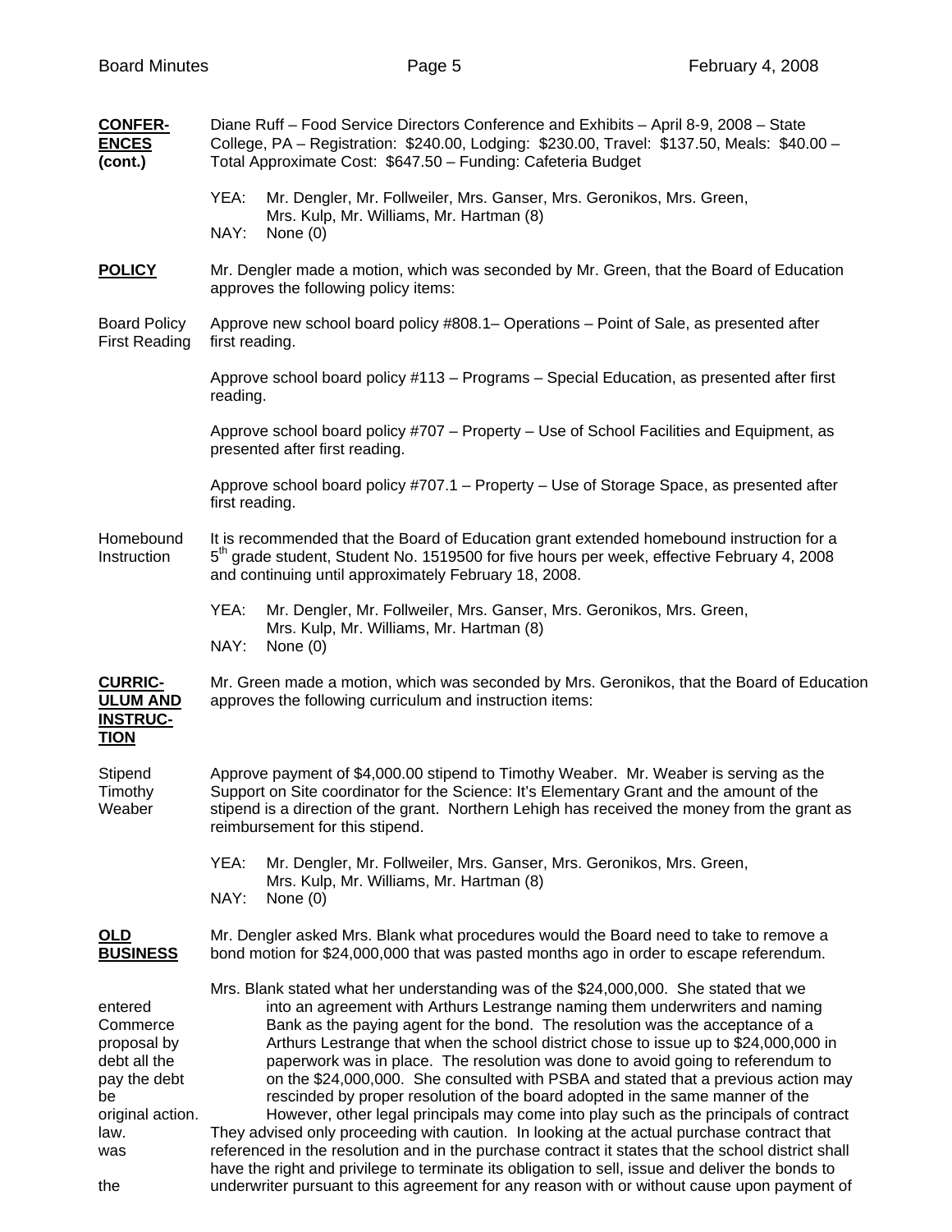**CONFER-ENCES (cont.)**

Diane Ruff – Food Service Directors Conference and Exhibits – April 8-9, 2008 – State College, PA – Registration: $240.00, Lodging: $230.00, Travel: $137.50, Meals: $40.00 – Total Approximate Cost: $647.50 – Funding: Cafeteria Budget

YEA: Mr. Dengler, Mr. Follweiler, Mrs. Ganser, Mrs. Geronikos, Mrs. Green, Mrs. Kulp, Mr. Williams, Mr. Hartman (8)
NAY: None (0)

**POLICY**

Mr. Dengler made a motion, which was seconded by Mr. Green, that the Board of Education approves the following policy items:

Board Policy First Reading

Approve new school board policy #808.1– Operations – Point of Sale, as presented after first reading.

Approve school board policy #113 – Programs – Special Education, as presented after first reading.

Approve school board policy #707 – Property – Use of School Facilities and Equipment, as presented after first reading.

Approve school board policy #707.1 – Property – Use of Storage Space, as presented after first reading.

Homebound Instruction

It is recommended that the Board of Education grant extended homebound instruction for a 5th grade student, Student No. 1519500 for five hours per week, effective February 4, 2008 and continuing until approximately February 18, 2008.

YEA: Mr. Dengler, Mr. Follweiler, Mrs. Ganser, Mrs. Geronikos, Mrs. Green, Mrs. Kulp, Mr. Williams, Mr. Hartman (8)
NAY: None (0)

**CURRIC-ULUM AND INSTRUC-TION**

Mr. Green made a motion, which was seconded by Mrs. Geronikos, that the Board of Education approves the following curriculum and instruction items:

Stipend Timothy Weaber

Approve payment of $4,000.00 stipend to Timothy Weaber. Mr. Weaber is serving as the Support on Site coordinator for the Science: It's Elementary Grant and the amount of the stipend is a direction of the grant. Northern Lehigh has received the money from the grant as reimbursement for this stipend.

YEA: Mr. Dengler, Mr. Follweiler, Mrs. Ganser, Mrs. Geronikos, Mrs. Green, Mrs. Kulp, Mr. Williams, Mr. Hartman (8)
NAY: None (0)

**OLD BUSINESS**

Mr. Dengler asked Mrs. Blank what procedures would the Board need to take to remove a bond motion for $24,000,000 that was pasted months ago in order to escape referendum.

Mrs. Blank stated what her understanding was of the $24,000,000. She stated that we entered into an agreement with Arthurs Lestrange naming them underwriters and naming Commerce Bank as the paying agent for the bond. The resolution was the acceptance of a proposal by Arthurs Lestrange that when the school district chose to issue up to $24,000,000 in debt all the paperwork was in place. The resolution was done to avoid going to referendum to pay the debt on the $24,000,000. She consulted with PSBA and stated that a previous action may be rescinded by proper resolution of the board adopted in the same manner of the original action. However, other legal principals may come into play such as the principals of contract law. They advised only proceeding with caution. In looking at the actual purchase contract that was referenced in the resolution and in the purchase contract it states that the school district shall have the right and privilege to terminate its obligation to sell, issue and deliver the bonds to the underwriter pursuant to this agreement for any reason with or without cause upon payment of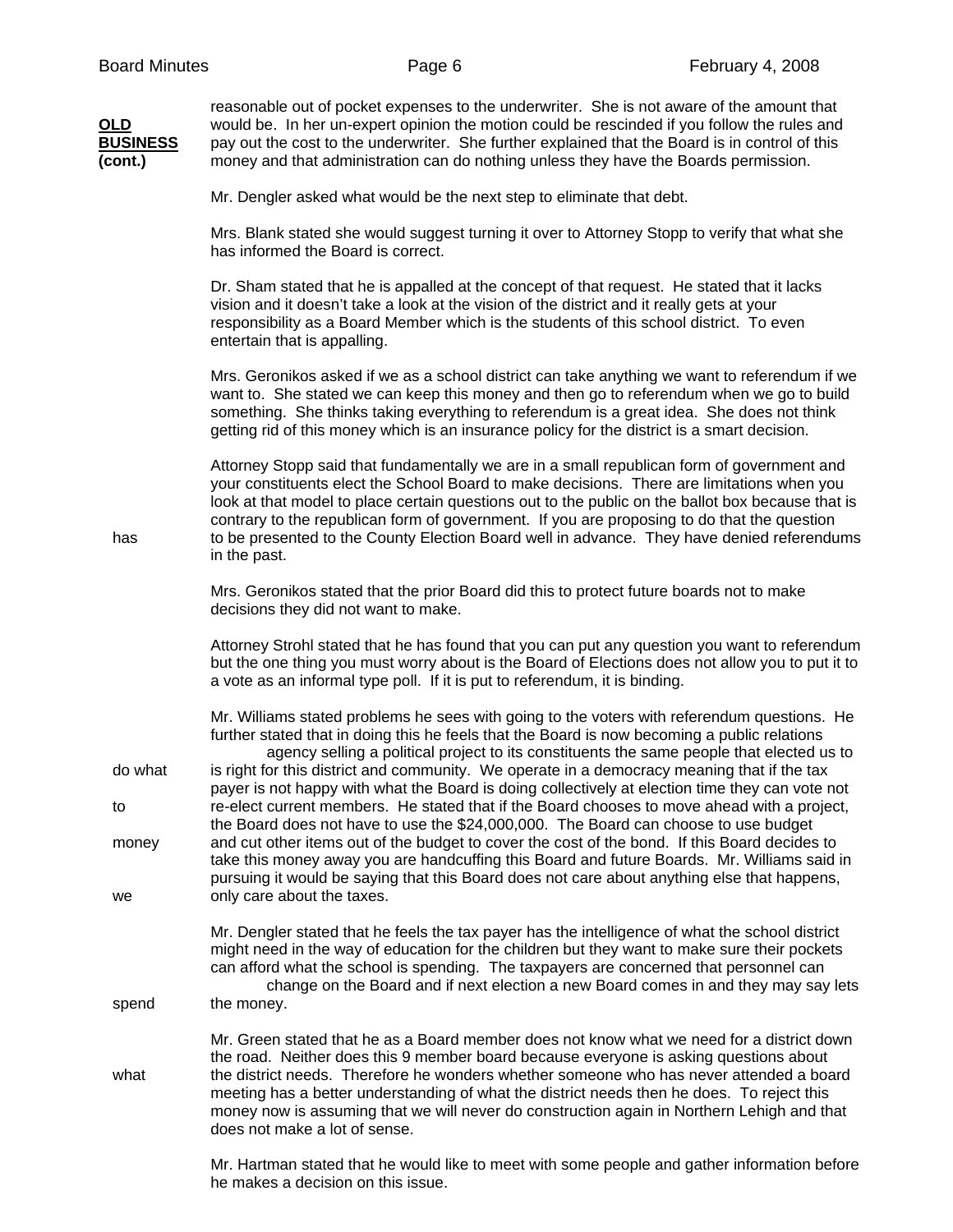**OLD BUSINESS (cont.)**

reasonable out of pocket expenses to the underwriter. She is not aware of the amount that would be. In her un-expert opinion the motion could be rescinded if you follow the rules and pay out the cost to the underwriter. She further explained that the Board is in control of this money and that administration can do nothing unless they have the Boards permission.

Mr. Dengler asked what would be the next step to eliminate that debt.

Mrs. Blank stated she would suggest turning it over to Attorney Stopp to verify that what she has informed the Board is correct.

Dr. Sham stated that he is appalled at the concept of that request. He stated that it lacks vision and it doesn't take a look at the vision of the district and it really gets at your responsibility as a Board Member which is the students of this school district. To even entertain that is appalling.

Mrs. Geronikos asked if we as a school district can take anything we want to referendum if we want to. She stated we can keep this money and then go to referendum when we go to build something. She thinks taking everything to referendum is a great idea. She does not think getting rid of this money which is an insurance policy for the district is a smart decision.

Attorney Stopp said that fundamentally we are in a small republican form of government and your constituents elect the School Board to make decisions. There are limitations when you look at that model to place certain questions out to the public on the ballot box because that is contrary to the republican form of government. If you are proposing to do that the question has to be presented to the County Election Board well in advance. They have denied referendums in the past.

Mrs. Geronikos stated that the prior Board did this to protect future boards not to make decisions they did not want to make.

Attorney Strohl stated that he has found that you can put any question you want to referendum but the one thing you must worry about is the Board of Elections does not allow you to put it to a vote as an informal type poll. If it is put to referendum, it is binding.

Mr. Williams stated problems he sees with going to the voters with referendum questions. He further stated that in doing this he feels that the Board is now becoming a public relations agency selling a political project to its constituents the same people that elected us to do what is right for this district and community. We operate in a democracy meaning that if the tax payer is not happy with what the Board is doing collectively at election time they can vote not to re-elect current members. He stated that if the Board chooses to move ahead with a project, the Board does not have to use the $24,000,000. The Board can choose to use budget money and cut other items out of the budget to cover the cost of the bond. If this Board decides to take this money away you are handcuffing this Board and future Boards. Mr. Williams said in pursuing it would be saying that this Board does not care about anything else that happens, we only care about the taxes.

Mr. Dengler stated that he feels the tax payer has the intelligence of what the school district might need in the way of education for the children but they want to make sure their pockets can afford what the school is spending. The taxpayers are concerned that personnel can change on the Board and if next election a new Board comes in and they may say lets spend the money.

Mr. Green stated that he as a Board member does not know what we need for a district down the road. Neither does this 9 member board because everyone is asking questions about what the district needs. Therefore he wonders whether someone who has never attended a board meeting has a better understanding of what the district needs then he does. To reject this money now is assuming that we will never do construction again in Northern Lehigh and that does not make a lot of sense.

Mr. Hartman stated that he would like to meet with some people and gather information before he makes a decision on this issue.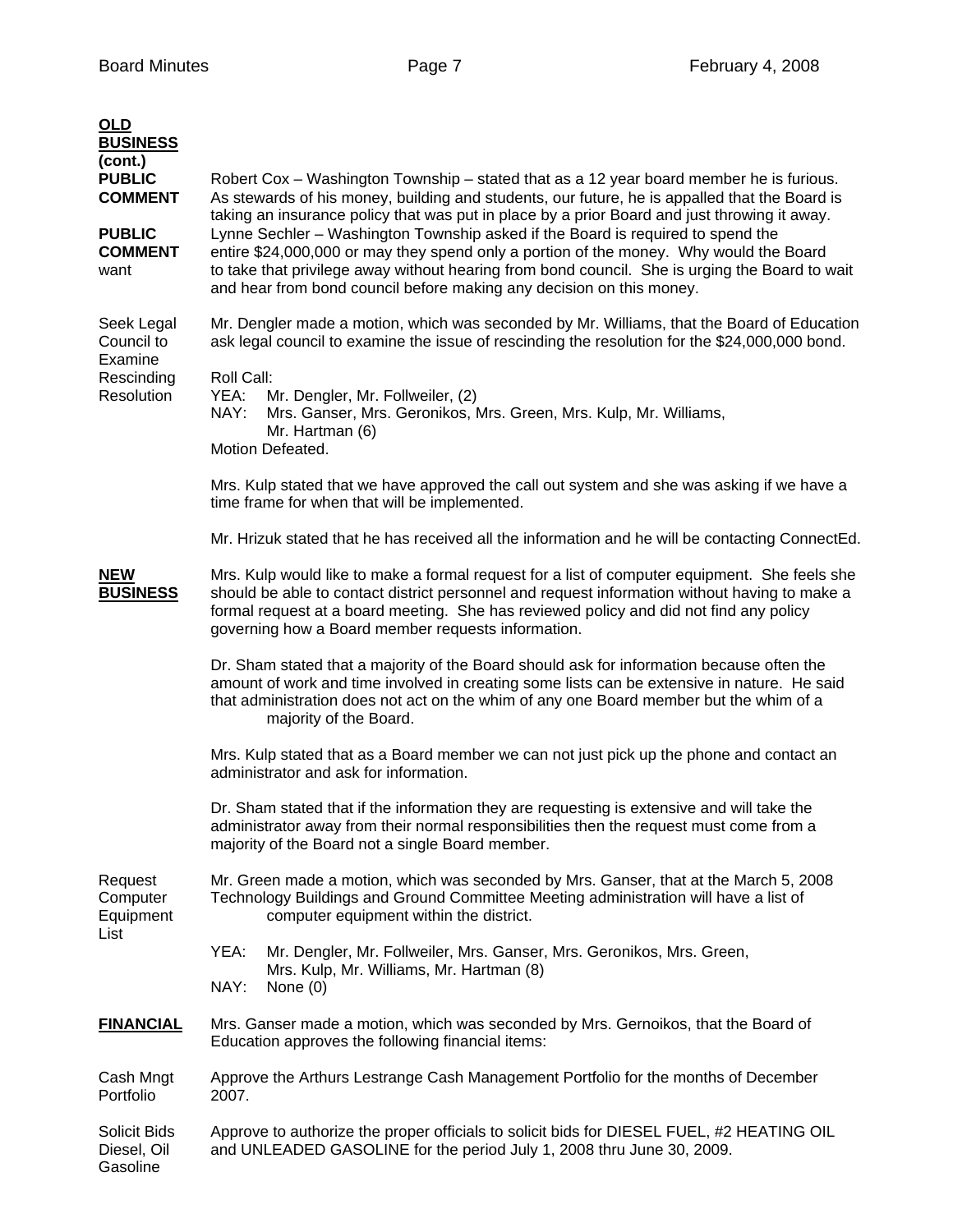**OLD BUSINESS (cont.)**

**PUBLIC COMMENT**

Robert Cox – Washington Township – stated that as a 12 year board member he is furious. As stewards of his money, building and students, our future, he is appalled that the Board is taking an insurance policy that was put in place by a prior Board and just throwing it away.

**PUBLIC COMMENT** want

Lynne Sechler – Washington Township asked if the Board is required to spend the entire $24,000,000 or may they spend only a portion of the money. Why would the Board to take that privilege away without hearing from bond council. She is urging the Board to wait and hear from bond council before making any decision on this money.

Seek Legal Council to Examine Rescinding Resolution

Mr. Dengler made a motion, which was seconded by Mr. Williams, that the Board of Education ask legal council to examine the issue of rescinding the resolution for the $24,000,000 bond.

Roll Call:
YEA: Mr. Dengler, Mr. Follweiler, (2)
NAY: Mrs. Ganser, Mrs. Geronikos, Mrs. Green, Mrs. Kulp, Mr. Williams, Mr. Hartman (6)
Motion Defeated.

Mrs. Kulp stated that we have approved the call out system and she was asking if we have a time frame for when that will be implemented.

Mr. Hrizuk stated that he has received all the information and he will be contacting ConnectEd.

**NEW BUSINESS**

Mrs. Kulp would like to make a formal request for a list of computer equipment. She feels she should be able to contact district personnel and request information without having to make a formal request at a board meeting. She has reviewed policy and did not find any policy governing how a Board member requests information.

Dr. Sham stated that a majority of the Board should ask for information because often the amount of work and time involved in creating some lists can be extensive in nature. He said that administration does not act on the whim of any one Board member but the whim of a majority of the Board.

Mrs. Kulp stated that as a Board member we can not just pick up the phone and contact an administrator and ask for information.

Dr. Sham stated that if the information they are requesting is extensive and will take the administrator away from their normal responsibilities then the request must come from a majority of the Board not a single Board member.

Request Computer Equipment List

Mr. Green made a motion, which was seconded by Mrs. Ganser, that at the March 5, 2008 Technology Buildings and Ground Committee Meeting administration will have a list of computer equipment within the district.

YEA: Mr. Dengler, Mr. Follweiler, Mrs. Ganser, Mrs. Geronikos, Mrs. Green, Mrs. Kulp, Mr. Williams, Mr. Hartman (8)
NAY: None (0)

**FINANCIAL**

Mrs. Ganser made a motion, which was seconded by Mrs. Gernoikos, that the Board of Education approves the following financial items:

Cash Mngt Portfolio

Approve the Arthurs Lestrange Cash Management Portfolio for the months of December 2007.

Solicit Bids Diesel, Oil Gasoline

Approve to authorize the proper officials to solicit bids for DIESEL FUEL, #2 HEATING OIL and UNLEADED GASOLINE for the period July 1, 2008 thru June 30, 2009.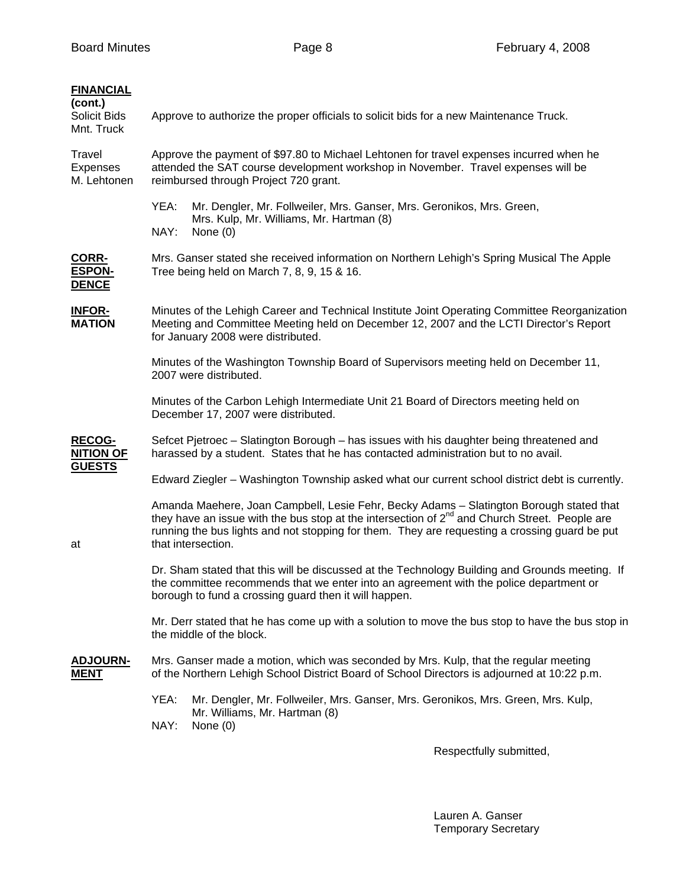**FINANCIAL (cont.)**

Solicit Bids Mnt. Truck — Approve to authorize the proper officials to solicit bids for a new Maintenance Truck.

Travel Expenses M. Lehtonen — Approve the payment of $97.80 to Michael Lehtonen for travel expenses incurred when he attended the SAT course development workshop in November. Travel expenses will be reimbursed through Project 720 grant.

YEA: Mr. Dengler, Mr. Follweiler, Mrs. Ganser, Mrs. Geronikos, Mrs. Green, Mrs. Kulp, Mr. Williams, Mr. Hartman (8)
NAY: None (0)

**CORRESPONDENCE**

Mrs. Ganser stated she received information on Northern Lehigh's Spring Musical The Apple Tree being held on March 7, 8, 9, 15 & 16.

**INFORMATION**

Minutes of the Lehigh Career and Technical Institute Joint Operating Committee Reorganization Meeting and Committee Meeting held on December 12, 2007 and the LCTI Director's Report for January 2008 were distributed.

Minutes of the Washington Township Board of Supervisors meeting held on December 11, 2007 were distributed.

Minutes of the Carbon Lehigh Intermediate Unit 21 Board of Directors meeting held on December 17, 2007 were distributed.

**RECOGNITION OF GUESTS**

Sefcet Pjetroec – Slatington Borough – has issues with his daughter being threatened and harassed by a student. States that he has contacted administration but to no avail.

Edward Ziegler – Washington Township asked what our current school district debt is currently.

Amanda Maehere, Joan Campbell, Lesie Fehr, Becky Adams – Slatington Borough stated that they have an issue with the bus stop at the intersection of 2nd and Church Street. People are running the bus lights and not stopping for them. They are requesting a crossing guard be put at that intersection.

Dr. Sham stated that this will be discussed at the Technology Building and Grounds meeting. If the committee recommends that we enter into an agreement with the police department or borough to fund a crossing guard then it will happen.

Mr. Derr stated that he has come up with a solution to move the bus stop to have the bus stop in the middle of the block.

**ADJOURNMENT**

Mrs. Ganser made a motion, which was seconded by Mrs. Kulp, that the regular meeting of the Northern Lehigh School District Board of School Directors is adjourned at 10:22 p.m.

YEA: Mr. Dengler, Mr. Follweiler, Mrs. Ganser, Mrs. Geronikos, Mrs. Green, Mrs. Kulp, Mr. Williams, Mr. Hartman (8)
NAY: None (0)

Respectfully submitted,

Lauren A. Ganser
Temporary Secretary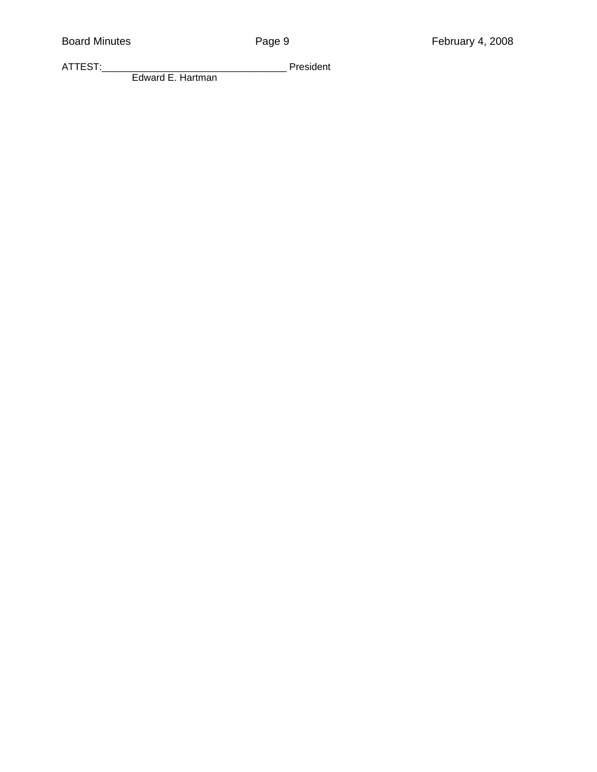ATTEST:__________________________________ President
Edward E. Hartman